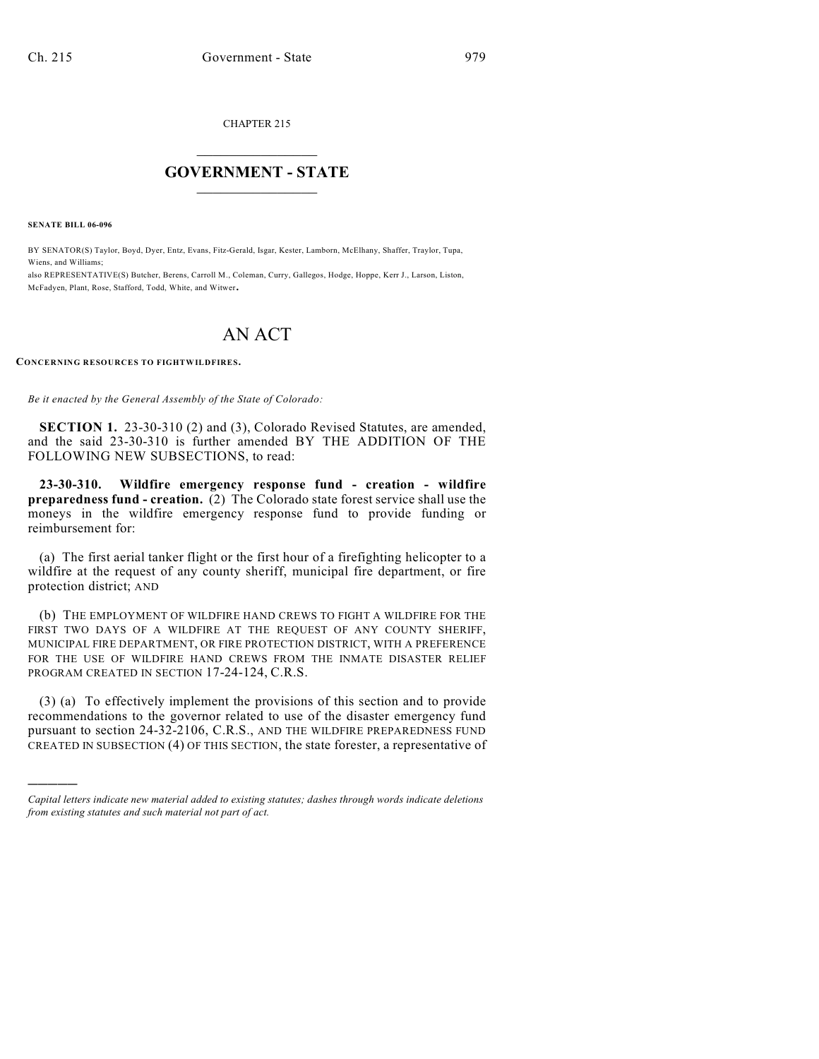CHAPTER 215

# GOVERNMENT - STATE

**SENATE BILL 06-096**

BY SENATOR(S) Taylor, Boyd, Dyer, Entz, Evans, Fitz-Gerald, Isgar, Kester, Lamborn, McElhany, Shaffer, Traylor, Tupa, Wiens, and Williams;
also REPRESENTATIVE(S) Butcher, Berens, Carroll M., Coleman, Curry, Gallegos, Hodge, Hoppe, Kerr J., Larson, Liston, McFadyen, Plant, Rose, Stafford, Todd, White, and Witwer.

# AN ACT

**CONCERNING RESOURCES TO FIGHT WILDFIRES.**

*Be it enacted by the General Assembly of the State of Colorado:*

**SECTION 1.** 23-30-310 (2) and (3), Colorado Revised Statutes, are amended, and the said 23-30-310 is further amended BY THE ADDITION OF THE FOLLOWING NEW SUBSECTIONS, to read:

**23-30-310. Wildfire emergency response fund - creation - wildfire preparedness fund - creation.** (2) The Colorado state forest service shall use the moneys in the wildfire emergency response fund to provide funding or reimbursement for:

(a) The first aerial tanker flight or the first hour of a firefighting helicopter to a wildfire at the request of any county sheriff, municipal fire department, or fire protection district; AND

(b) THE EMPLOYMENT OF WILDFIRE HAND CREWS TO FIGHT A WILDFIRE FOR THE FIRST TWO DAYS OF A WILDFIRE AT THE REQUEST OF ANY COUNTY SHERIFF, MUNICIPAL FIRE DEPARTMENT, OR FIRE PROTECTION DISTRICT, WITH A PREFERENCE FOR THE USE OF WILDFIRE HAND CREWS FROM THE INMATE DISASTER RELIEF PROGRAM CREATED IN SECTION 17-24-124, C.R.S.

(3) (a) To effectively implement the provisions of this section and to provide recommendations to the governor related to use of the disaster emergency fund pursuant to section 24-32-2106, C.R.S., AND THE WILDFIRE PREPAREDNESS FUND CREATED IN SUBSECTION (4) OF THIS SECTION, the state forester, a representative of

---

*Capital letters indicate new material added to existing statutes; dashes through words indicate deletions from existing statutes and such material not part of act.*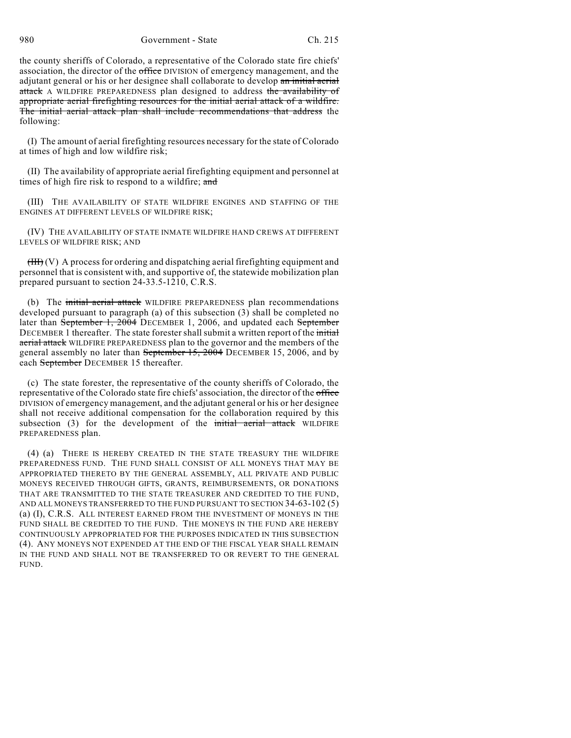the county sheriffs of Colorado, a representative of the Colorado state fire chiefs' association, the director of the ~~office~~ DIVISION of emergency management, and the adjutant general or his or her designee shall collaborate to develop ~~an initial aerial attack~~ A WILDFIRE PREPAREDNESS plan designed to address ~~the availability of appropriate aerial firefighting resources for the initial aerial attack of a wildfire. The initial aerial attack plan shall include recommendations that address~~ the following:

(I) The amount of aerial firefighting resources necessary for the state of Colorado at times of high and low wildfire risk;

(II) The availability of appropriate aerial firefighting equipment and personnel at times of high fire risk to respond to a wildfire; ~~and~~

(III) THE AVAILABILITY OF STATE WILDFIRE ENGINES AND STAFFING OF THE ENGINES AT DIFFERENT LEVELS OF WILDFIRE RISK;

(IV) THE AVAILABILITY OF STATE INMATE WILDFIRE HAND CREWS AT DIFFERENT LEVELS OF WILDFIRE RISK; AND

~~(III)~~ (V) A process for ordering and dispatching aerial firefighting equipment and personnel that is consistent with, and supportive of, the statewide mobilization plan prepared pursuant to section 24-33.5-1210, C.R.S.

(b) The ~~initial aerial attack~~ WILDFIRE PREPAREDNESS plan recommendations developed pursuant to paragraph (a) of this subsection (3) shall be completed no later than ~~September 1, 2004~~ DECEMBER 1, 2006, and updated each ~~September~~ DECEMBER 1 thereafter. The state forester shall submit a written report of the ~~initial aerial attack~~ WILDFIRE PREPAREDNESS plan to the governor and the members of the general assembly no later than ~~September 15, 2004~~ DECEMBER 15, 2006, and by each ~~September~~ DECEMBER 15 thereafter.

(c) The state forester, the representative of the county sheriffs of Colorado, the representative of the Colorado state fire chiefs' association, the director of the ~~office~~ DIVISION of emergency management, and the adjutant general or his or her designee shall not receive additional compensation for the collaboration required by this subsection (3) for the development of the ~~initial aerial attack~~ WILDFIRE PREPAREDNESS plan.

(4) (a) THERE IS HEREBY CREATED IN THE STATE TREASURY THE WILDFIRE PREPAREDNESS FUND. THE FUND SHALL CONSIST OF ALL MONEYS THAT MAY BE APPROPRIATED THERETO BY THE GENERAL ASSEMBLY, ALL PRIVATE AND PUBLIC MONEYS RECEIVED THROUGH GIFTS, GRANTS, REIMBURSEMENTS, OR DONATIONS THAT ARE TRANSMITTED TO THE STATE TREASURER AND CREDITED TO THE FUND, AND ALL MONEYS TRANSFERRED TO THE FUND PURSUANT TO SECTION 34-63-102 (5) (a) (I), C.R.S. ALL INTEREST EARNED FROM THE INVESTMENT OF MONEYS IN THE FUND SHALL BE CREDITED TO THE FUND. THE MONEYS IN THE FUND ARE HEREBY CONTINUOUSLY APPROPRIATED FOR THE PURPOSES INDICATED IN THIS SUBSECTION (4). ANY MONEYS NOT EXPENDED AT THE END OF THE FISCAL YEAR SHALL REMAIN IN THE FUND AND SHALL NOT BE TRANSFERRED TO OR REVERT TO THE GENERAL FUND.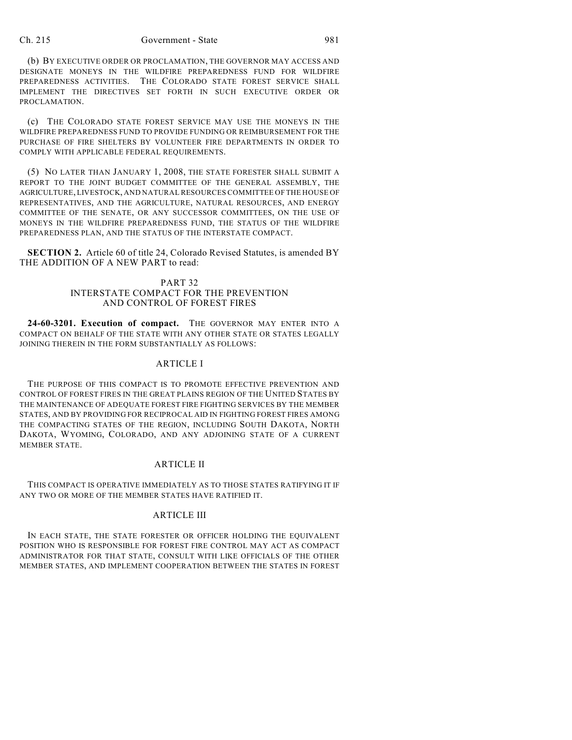(b) BY EXECUTIVE ORDER OR PROCLAMATION, THE GOVERNOR MAY ACCESS AND DESIGNATE MONEYS IN THE WILDFIRE PREPAREDNESS FUND FOR WILDFIRE PREPAREDNESS ACTIVITIES. THE COLORADO STATE FOREST SERVICE SHALL IMPLEMENT THE DIRECTIVES SET FORTH IN SUCH EXECUTIVE ORDER OR PROCLAMATION.

(c) THE COLORADO STATE FOREST SERVICE MAY USE THE MONEYS IN THE WILDFIRE PREPAREDNESS FUND TO PROVIDE FUNDING OR REIMBURSEMENT FOR THE PURCHASE OF FIRE SHELTERS BY VOLUNTEER FIRE DEPARTMENTS IN ORDER TO COMPLY WITH APPLICABLE FEDERAL REQUIREMENTS.

(5) NO LATER THAN JANUARY 1, 2008, THE STATE FORESTER SHALL SUBMIT A REPORT TO THE JOINT BUDGET COMMITTEE OF THE GENERAL ASSEMBLY, THE AGRICULTURE, LIVESTOCK, AND NATURAL RESOURCES COMMITTEE OF THE HOUSE OF REPRESENTATIVES, AND THE AGRICULTURE, NATURAL RESOURCES, AND ENERGY COMMITTEE OF THE SENATE, OR ANY SUCCESSOR COMMITTEES, ON THE USE OF MONEYS IN THE WILDFIRE PREPAREDNESS FUND, THE STATUS OF THE WILDFIRE PREPAREDNESS PLAN, AND THE STATUS OF THE INTERSTATE COMPACT.

**SECTION 2.** Article 60 of title 24, Colorado Revised Statutes, is amended BY THE ADDITION OF A NEW PART to read:

## PART 32
## INTERSTATE COMPACT FOR THE PREVENTION AND CONTROL OF FOREST FIRES

**24-60-3201. Execution of compact.** THE GOVERNOR MAY ENTER INTO A COMPACT ON BEHALF OF THE STATE WITH ANY OTHER STATE OR STATES LEGALLY JOINING THEREIN IN THE FORM SUBSTANTIALLY AS FOLLOWS:

### ARTICLE I

THE PURPOSE OF THIS COMPACT IS TO PROMOTE EFFECTIVE PREVENTION AND CONTROL OF FOREST FIRES IN THE GREAT PLAINS REGION OF THE UNITED STATES BY THE MAINTENANCE OF ADEQUATE FOREST FIRE FIGHTING SERVICES BY THE MEMBER STATES, AND BY PROVIDING FOR RECIPROCAL AID IN FIGHTING FOREST FIRES AMONG THE COMPACTING STATES OF THE REGION, INCLUDING SOUTH DAKOTA, NORTH DAKOTA, WYOMING, COLORADO, AND ANY ADJOINING STATE OF A CURRENT MEMBER STATE.

### ARTICLE II

THIS COMPACT IS OPERATIVE IMMEDIATELY AS TO THOSE STATES RATIFYING IT IF ANY TWO OR MORE OF THE MEMBER STATES HAVE RATIFIED IT.

### ARTICLE III

IN EACH STATE, THE STATE FORESTER OR OFFICER HOLDING THE EQUIVALENT POSITION WHO IS RESPONSIBLE FOR FOREST FIRE CONTROL MAY ACT AS COMPACT ADMINISTRATOR FOR THAT STATE, CONSULT WITH LIKE OFFICIALS OF THE OTHER MEMBER STATES, AND IMPLEMENT COOPERATION BETWEEN THE STATES IN FOREST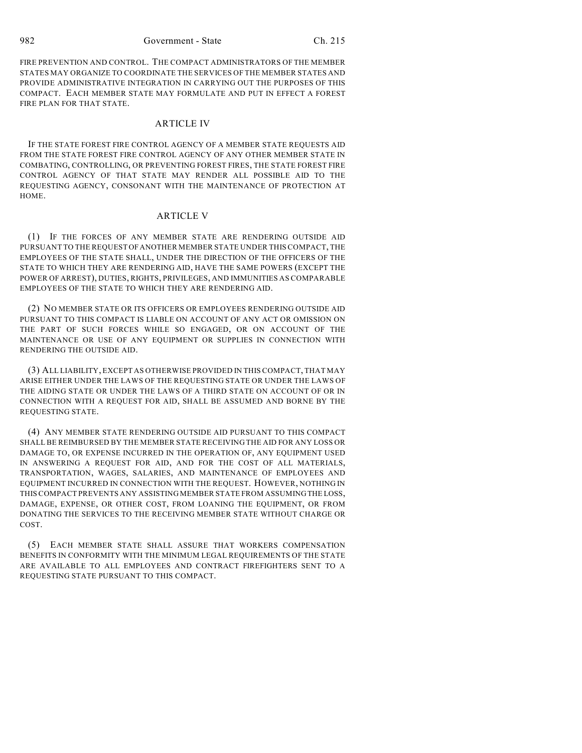FIRE PREVENTION AND CONTROL. THE COMPACT ADMINISTRATORS OF THE MEMBER STATES MAY ORGANIZE TO COORDINATE THE SERVICES OF THE MEMBER STATES AND PROVIDE ADMINISTRATIVE INTEGRATION IN CARRYING OUT THE PURPOSES OF THIS COMPACT. EACH MEMBER STATE MAY FORMULATE AND PUT IN EFFECT A FOREST FIRE PLAN FOR THAT STATE.

## ARTICLE IV

IF THE STATE FOREST FIRE CONTROL AGENCY OF A MEMBER STATE REQUESTS AID FROM THE STATE FOREST FIRE CONTROL AGENCY OF ANY OTHER MEMBER STATE IN COMBATING, CONTROLLING, OR PREVENTING FOREST FIRES, THE STATE FOREST FIRE CONTROL AGENCY OF THAT STATE MAY RENDER ALL POSSIBLE AID TO THE REQUESTING AGENCY, CONSONANT WITH THE MAINTENANCE OF PROTECTION AT HOME.

## ARTICLE V

(1) IF THE FORCES OF ANY MEMBER STATE ARE RENDERING OUTSIDE AID PURSUANT TO THE REQUEST OF ANOTHER MEMBER STATE UNDER THIS COMPACT, THE EMPLOYEES OF THE STATE SHALL, UNDER THE DIRECTION OF THE OFFICERS OF THE STATE TO WHICH THEY ARE RENDERING AID, HAVE THE SAME POWERS (EXCEPT THE POWER OF ARREST), DUTIES, RIGHTS, PRIVILEGES, AND IMMUNITIES AS COMPARABLE EMPLOYEES OF THE STATE TO WHICH THEY ARE RENDERING AID.

(2) NO MEMBER STATE OR ITS OFFICERS OR EMPLOYEES RENDERING OUTSIDE AID PURSUANT TO THIS COMPACT IS LIABLE ON ACCOUNT OF ANY ACT OR OMISSION ON THE PART OF SUCH FORCES WHILE SO ENGAGED, OR ON ACCOUNT OF THE MAINTENANCE OR USE OF ANY EQUIPMENT OR SUPPLIES IN CONNECTION WITH RENDERING THE OUTSIDE AID.

(3) ALL LIABILITY, EXCEPT AS OTHERWISE PROVIDED IN THIS COMPACT, THAT MAY ARISE EITHER UNDER THE LAWS OF THE REQUESTING STATE OR UNDER THE LAWS OF THE AIDING STATE OR UNDER THE LAWS OF A THIRD STATE ON ACCOUNT OF OR IN CONNECTION WITH A REQUEST FOR AID, SHALL BE ASSUMED AND BORNE BY THE REQUESTING STATE.

(4) ANY MEMBER STATE RENDERING OUTSIDE AID PURSUANT TO THIS COMPACT SHALL BE REIMBURSED BY THE MEMBER STATE RECEIVING THE AID FOR ANY LOSS OR DAMAGE TO, OR EXPENSE INCURRED IN THE OPERATION OF, ANY EQUIPMENT USED IN ANSWERING A REQUEST FOR AID, AND FOR THE COST OF ALL MATERIALS, TRANSPORTATION, WAGES, SALARIES, AND MAINTENANCE OF EMPLOYEES AND EQUIPMENT INCURRED IN CONNECTION WITH THE REQUEST. HOWEVER, NOTHING IN THIS COMPACT PREVENTS ANY ASSISTING MEMBER STATE FROM ASSUMING THE LOSS, DAMAGE, EXPENSE, OR OTHER COST, FROM LOANING THE EQUIPMENT, OR FROM DONATING THE SERVICES TO THE RECEIVING MEMBER STATE WITHOUT CHARGE OR COST.

(5) EACH MEMBER STATE SHALL ASSURE THAT WORKERS COMPENSATION BENEFITS IN CONFORMITY WITH THE MINIMUM LEGAL REQUIREMENTS OF THE STATE ARE AVAILABLE TO ALL EMPLOYEES AND CONTRACT FIREFIGHTERS SENT TO A REQUESTING STATE PURSUANT TO THIS COMPACT.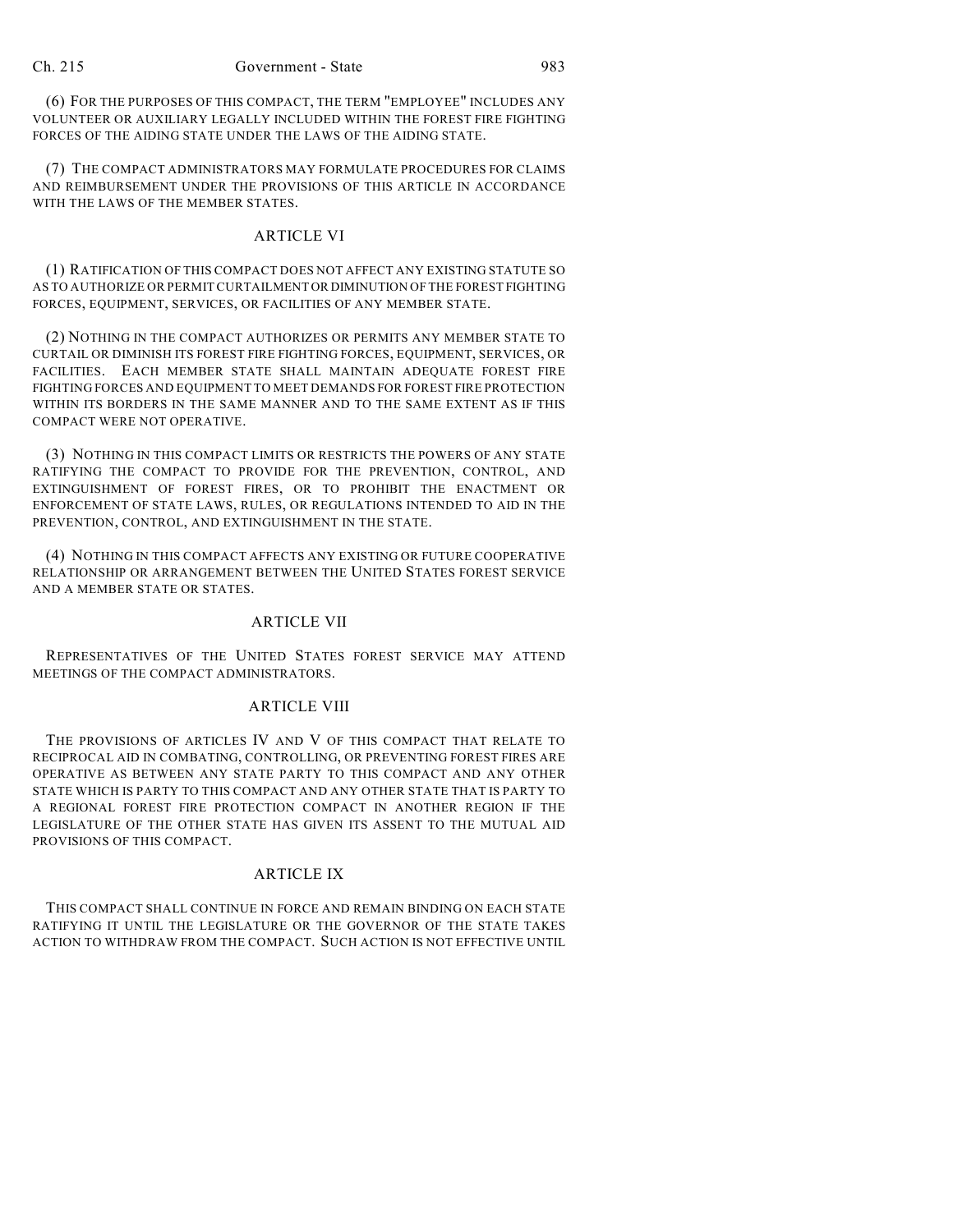(6) FOR THE PURPOSES OF THIS COMPACT, THE TERM "EMPLOYEE" INCLUDES ANY VOLUNTEER OR AUXILIARY LEGALLY INCLUDED WITHIN THE FOREST FIRE FIGHTING FORCES OF THE AIDING STATE UNDER THE LAWS OF THE AIDING STATE.

(7) THE COMPACT ADMINISTRATORS MAY FORMULATE PROCEDURES FOR CLAIMS AND REIMBURSEMENT UNDER THE PROVISIONS OF THIS ARTICLE IN ACCORDANCE WITH THE LAWS OF THE MEMBER STATES.

## ARTICLE VI

(1) RATIFICATION OF THIS COMPACT DOES NOT AFFECT ANY EXISTING STATUTE SO AS TO AUTHORIZE OR PERMIT CURTAILMENT OR DIMINUTION OF THE FOREST FIGHTING FORCES, EQUIPMENT, SERVICES, OR FACILITIES OF ANY MEMBER STATE.

(2) NOTHING IN THE COMPACT AUTHORIZES OR PERMITS ANY MEMBER STATE TO CURTAIL OR DIMINISH ITS FOREST FIRE FIGHTING FORCES, EQUIPMENT, SERVICES, OR FACILITIES. EACH MEMBER STATE SHALL MAINTAIN ADEQUATE FOREST FIRE FIGHTING FORCES AND EQUIPMENT TO MEET DEMANDS FOR FOREST FIRE PROTECTION WITHIN ITS BORDERS IN THE SAME MANNER AND TO THE SAME EXTENT AS IF THIS COMPACT WERE NOT OPERATIVE.

(3) NOTHING IN THIS COMPACT LIMITS OR RESTRICTS THE POWERS OF ANY STATE RATIFYING THE COMPACT TO PROVIDE FOR THE PREVENTION, CONTROL, AND EXTINGUISHMENT OF FOREST FIRES, OR TO PROHIBIT THE ENACTMENT OR ENFORCEMENT OF STATE LAWS, RULES, OR REGULATIONS INTENDED TO AID IN THE PREVENTION, CONTROL, AND EXTINGUISHMENT IN THE STATE.

(4) NOTHING IN THIS COMPACT AFFECTS ANY EXISTING OR FUTURE COOPERATIVE RELATIONSHIP OR ARRANGEMENT BETWEEN THE UNITED STATES FOREST SERVICE AND A MEMBER STATE OR STATES.

## ARTICLE VII

REPRESENTATIVES OF THE UNITED STATES FOREST SERVICE MAY ATTEND MEETINGS OF THE COMPACT ADMINISTRATORS.

## ARTICLE VIII

THE PROVISIONS OF ARTICLES IV AND V OF THIS COMPACT THAT RELATE TO RECIPROCAL AID IN COMBATING, CONTROLLING, OR PREVENTING FOREST FIRES ARE OPERATIVE AS BETWEEN ANY STATE PARTY TO THIS COMPACT AND ANY OTHER STATE WHICH IS PARTY TO THIS COMPACT AND ANY OTHER STATE THAT IS PARTY TO A REGIONAL FOREST FIRE PROTECTION COMPACT IN ANOTHER REGION IF THE LEGISLATURE OF THE OTHER STATE HAS GIVEN ITS ASSENT TO THE MUTUAL AID PROVISIONS OF THIS COMPACT.

## ARTICLE IX

THIS COMPACT SHALL CONTINUE IN FORCE AND REMAIN BINDING ON EACH STATE RATIFYING IT UNTIL THE LEGISLATURE OR THE GOVERNOR OF THE STATE TAKES ACTION TO WITHDRAW FROM THE COMPACT. SUCH ACTION IS NOT EFFECTIVE UNTIL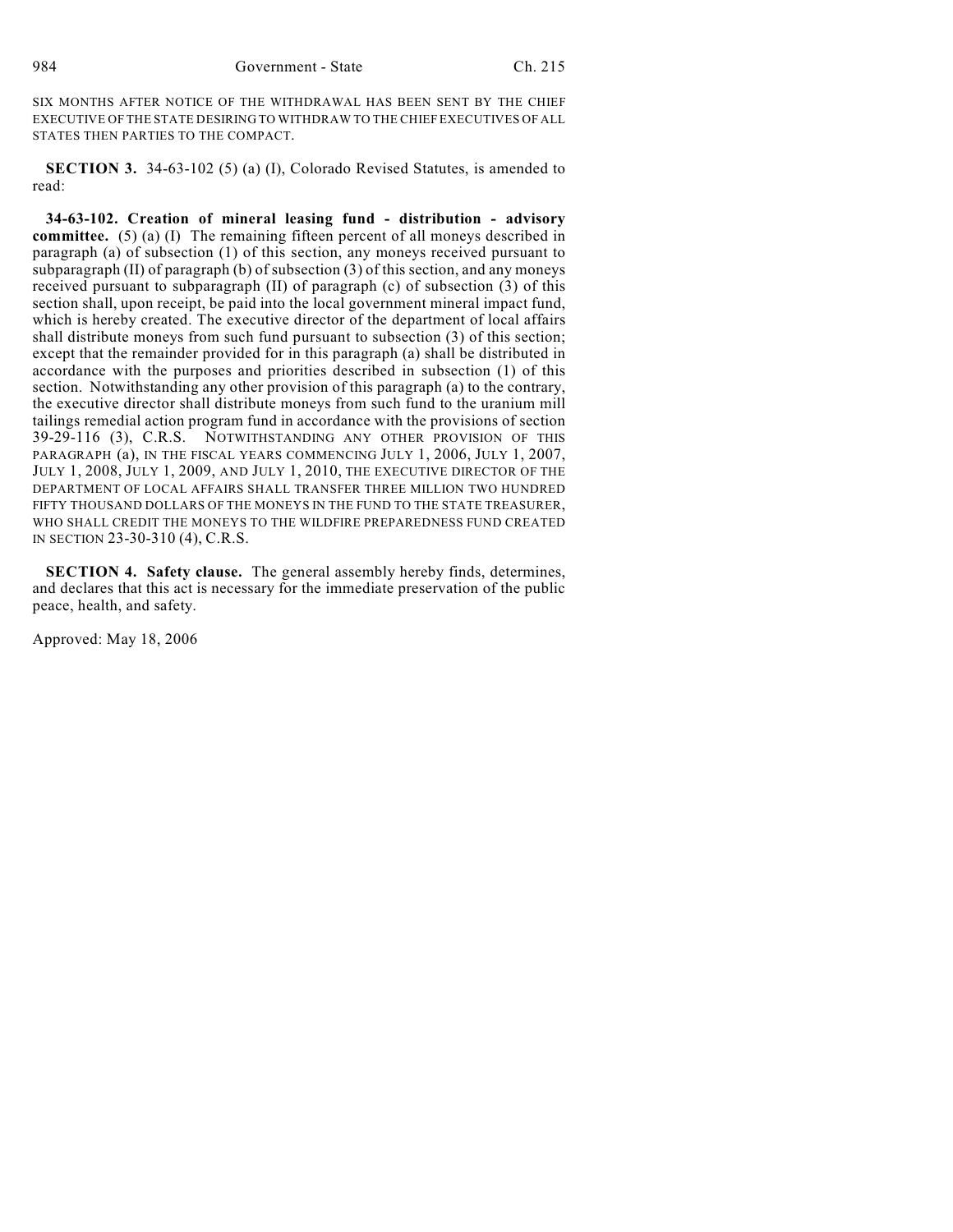SIX MONTHS AFTER NOTICE OF THE WITHDRAWAL HAS BEEN SENT BY THE CHIEF EXECUTIVE OF THE STATE DESIRING TO WITHDRAW TO THE CHIEF EXECUTIVES OF ALL STATES THEN PARTIES TO THE COMPACT.

**SECTION 3.** 34-63-102 (5) (a) (I), Colorado Revised Statutes, is amended to read:

**34-63-102. Creation of mineral leasing fund - distribution - advisory committee.** (5) (a) (I) The remaining fifteen percent of all moneys described in paragraph (a) of subsection (1) of this section, any moneys received pursuant to subparagraph (II) of paragraph (b) of subsection (3) of this section, and any moneys received pursuant to subparagraph (II) of paragraph (c) of subsection (3) of this section shall, upon receipt, be paid into the local government mineral impact fund, which is hereby created. The executive director of the department of local affairs shall distribute moneys from such fund pursuant to subsection (3) of this section; except that the remainder provided for in this paragraph (a) shall be distributed in accordance with the purposes and priorities described in subsection (1) of this section. Notwithstanding any other provision of this paragraph (a) to the contrary, the executive director shall distribute moneys from such fund to the uranium mill tailings remedial action program fund in accordance with the provisions of section 39-29-116 (3), C.R.S. NOTWITHSTANDING ANY OTHER PROVISION OF THIS PARAGRAPH (a), IN THE FISCAL YEARS COMMENCING JULY 1, 2006, JULY 1, 2007, JULY 1, 2008, JULY 1, 2009, AND JULY 1, 2010, THE EXECUTIVE DIRECTOR OF THE DEPARTMENT OF LOCAL AFFAIRS SHALL TRANSFER THREE MILLION TWO HUNDRED FIFTY THOUSAND DOLLARS OF THE MONEYS IN THE FUND TO THE STATE TREASURER, WHO SHALL CREDIT THE MONEYS TO THE WILDFIRE PREPAREDNESS FUND CREATED IN SECTION 23-30-310 (4), C.R.S.

**SECTION 4. Safety clause.** The general assembly hereby finds, determines, and declares that this act is necessary for the immediate preservation of the public peace, health, and safety.

Approved: May 18, 2006